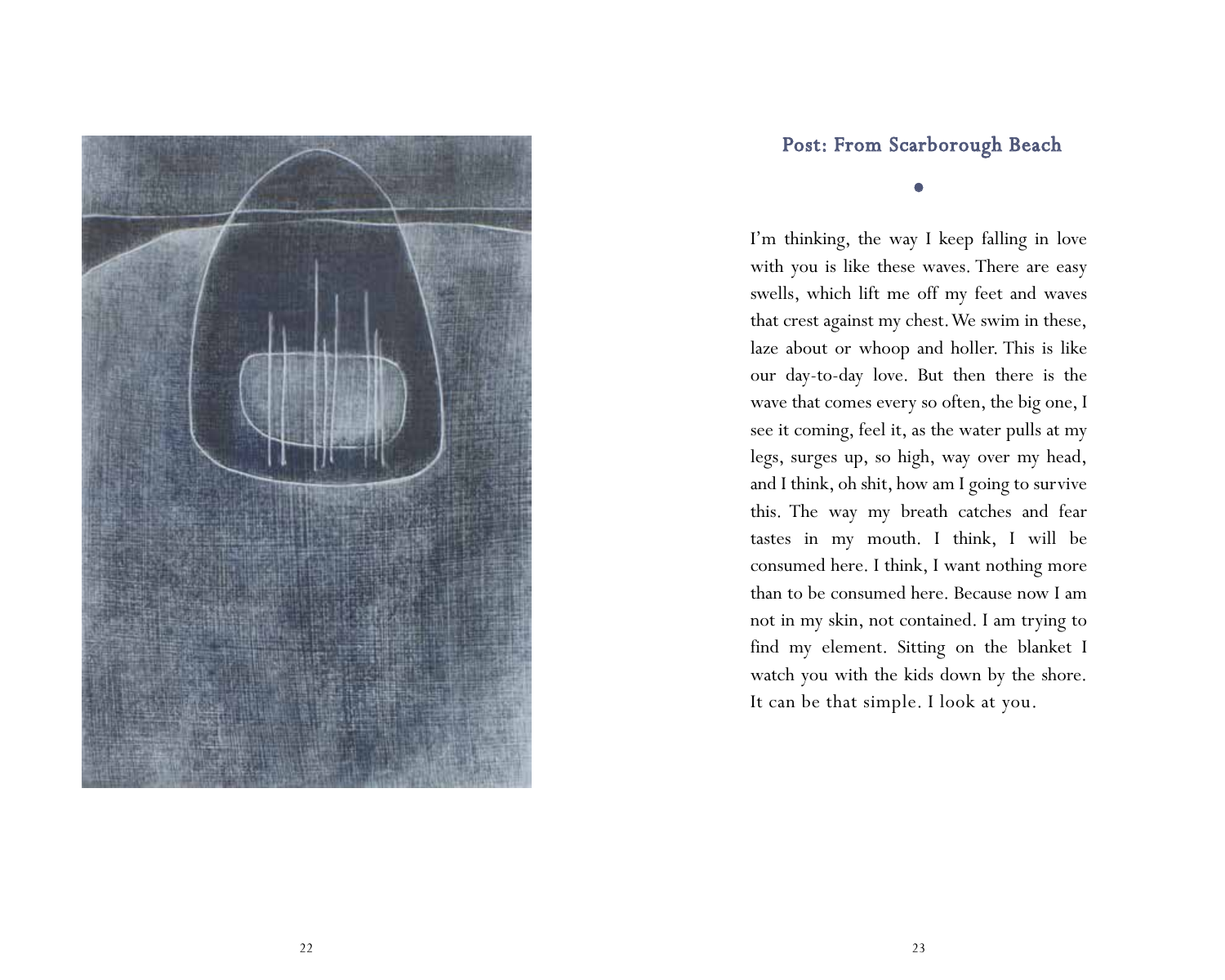## Post: From Scarborough Beach

I'm thinking, the way I keep falling in love with you is like these waves. There are easy swells, which lift me off my feet and waves that crest against my chest. We swim in these, laze about or whoop and holler. This is like our day-to-day love. But then there is the wave that comes every so often, the big one, I see it coming, feel it, as the water pulls at my legs, surges up, so high, way over my head, and I think, oh shit, how am I going to survive this. The way my breath catches and fear tastes in my mouth. I think, I will be consumed here. I think, I want nothing more than to be consumed here. Because now I am not in my skin, not contained. I am trying to find my element. Sitting on the blanket I watch you with the kids down by the shore. It can be that simple. I look at you.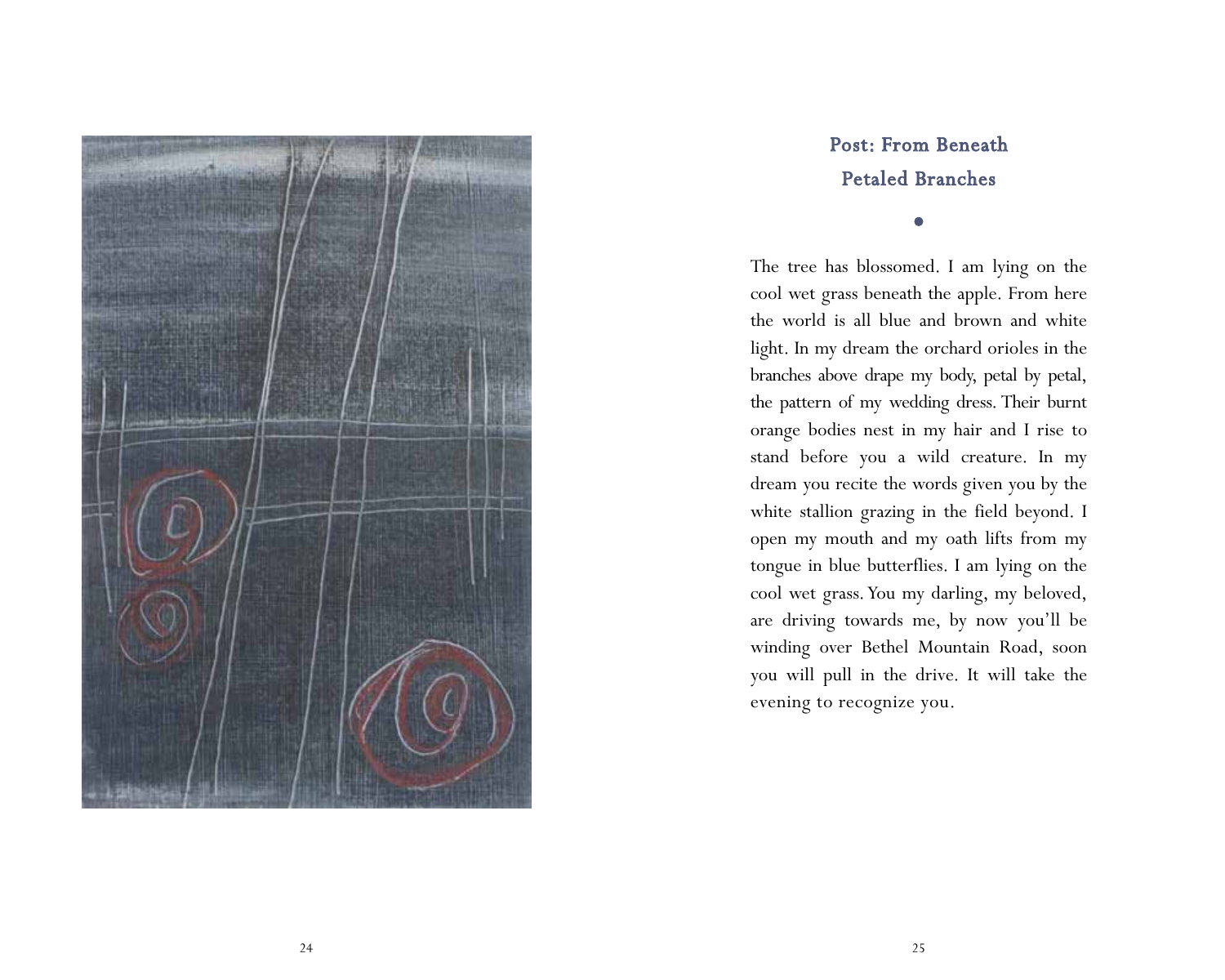## Post: From Beneath Petaled Branches

•

The tree has blossomed. I am lying on the cool wet grass beneath the apple. From here the world is all blue and brown and white light. In my dream the orchard orioles in the branches above drape my body, petal by petal, the pattern of my wedding dress. Their burnt orange bodies nest in my hair and I rise to stand before you a wild creature. In my dream you recite the words given you by the white stallion grazing in the field beyond. I open my mouth and my oath lifts from my tongue in blue butterflies. I am lying on the cool wet grass. You my darling, my beloved, are driving towards me, by now you'll be winding over Bethel Mountain Road, soon you will pull in the drive. It will take the evening to recognize you.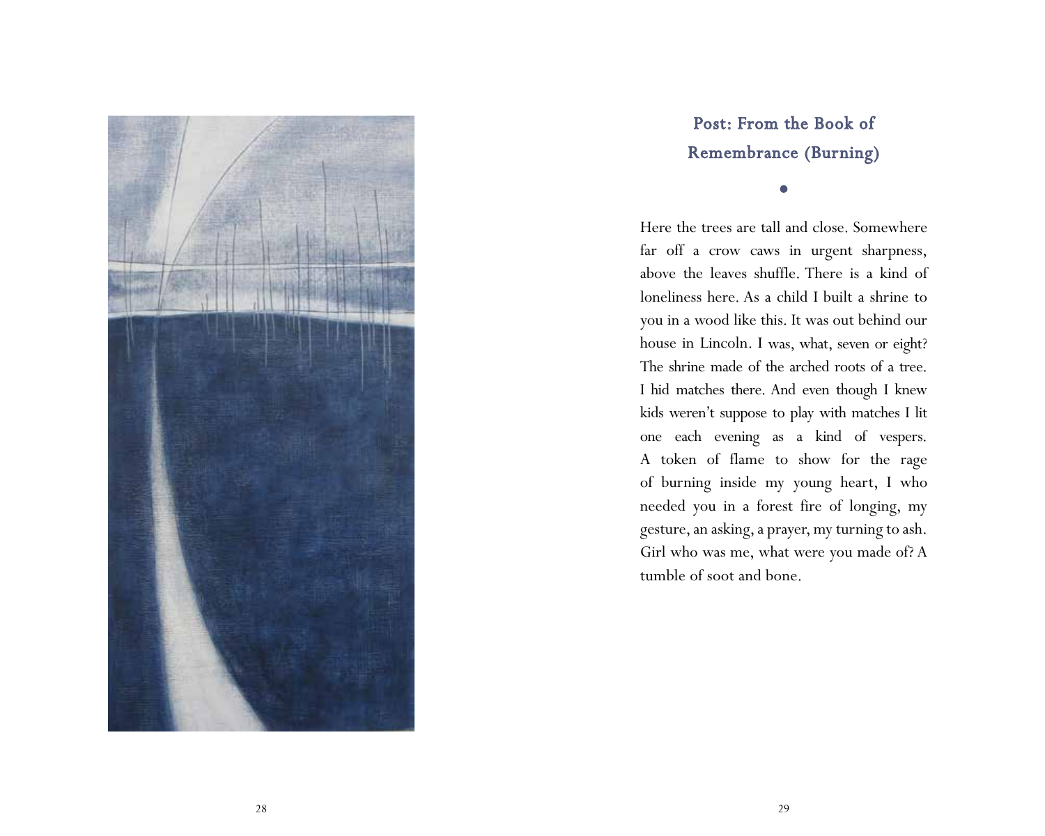## Post: From the Book of Remembrance (Burning)

•

Here the trees are tall and close. Somewhere far off a crow caws in urgent sharpness, above the leaves shuffle. There is a kind of loneliness here. As a child I built a shrine to you in a wood like this. It was out behind our house in Lincoln. I was, what, seven or eight? The shrine made of the arched roots of a tree. I hid matches there. And even though I knew kids weren't suppose to play with matches I lit one each evening as a kind of vespers. A token of flame to show for the rage of burning inside my young heart, I who needed you in a forest fire of longing, my gesture, an asking, a prayer, my turning to ash. Girl who was me, what were you made of? A tumble of soot and bone.